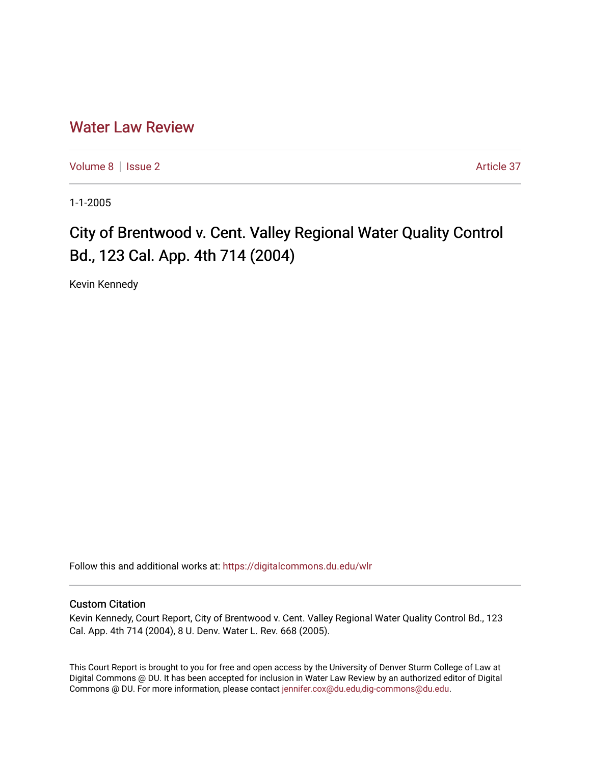# Water Law Review

Volume 8 | Issue 2 | Article 37

1-1-2005

## City of Brentwood v. Cent. Valley Regional Water Quality Control Bd., 123 Cal. App. 4th 714 (2004)

Kevin Kennedy

Follow this and additional works at: https://digitalcommons.du.edu/wlr

### Custom Citation

Kevin Kennedy, Court Report, City of Brentwood v. Cent. Valley Regional Water Quality Control Bd., 123 Cal. App. 4th 714 (2004), 8 U. Denv. Water L. Rev. 668 (2005).

This Court Report is brought to you for free and open access by the University of Denver Sturm College of Law at Digital Commons @ DU. It has been accepted for inclusion in Water Law Review by an authorized editor of Digital Commons @ DU. For more information, please contact jennifer.cox@du.edu,dig-commons@du.edu.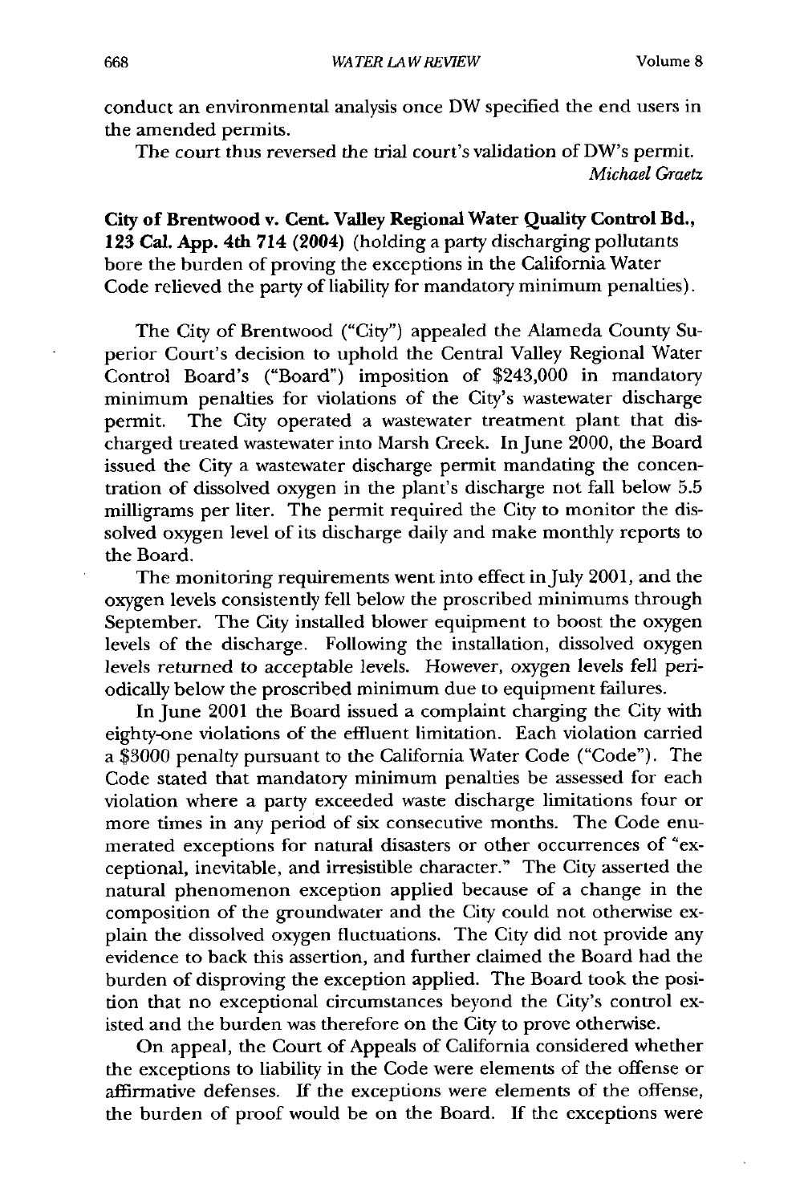conduct an environmental analysis once DW specified the end users in the amended permits.

The court thus reversed the trial court's validation of DW's permit.

*Michael Graetz*

**City of Brentwood v. Cent. Valley Regional Water Quality Control Bd., 123 Cal. App. 4th 714 (2004)** (holding a party discharging pollutants bore the burden of proving the exceptions in the California Water Code relieved the party of liability for mandatory minimum penalties).

The City of Brentwood ("City") appealed the Alameda County Superior Court's decision to uphold the Central Valley Regional Water Control Board's ("Board") imposition of $243,000 in mandatory minimum penalties for violations of the City's wastewater discharge permit. The City operated a wastewater treatment plant that discharged treated wastewater into Marsh Creek. In June 2000, the Board issued the City a wastewater discharge permit mandating the concentration of dissolved oxygen in the plant's discharge not fall below 5.5 milligrams per liter. The permit required the City to monitor the dissolved oxygen level of its discharge daily and make monthly reports to the Board.

The monitoring requirements went into effect in July 2001, and the oxygen levels consistently fell below the proscribed minimums through September. The City installed blower equipment to boost the oxygen levels of the discharge. Following the installation, dissolved oxygen levels returned to acceptable levels. However, oxygen levels fell periodically below the proscribed minimum due to equipment failures.

In June 2001 the Board issued a complaint charging the City with eighty-one violations of the effluent limitation. Each violation carried a $3000 penalty pursuant to the California Water Code ("Code"). The Code stated that mandatory minimum penalties be assessed for each violation where a party exceeded waste discharge limitations four or more times in any period of six consecutive months. The Code enumerated exceptions for natural disasters or other occurrences of "exceptional, inevitable, and irresistible character." The City asserted the natural phenomenon exception applied because of a change in the composition of the groundwater and the City could not otherwise explain the dissolved oxygen fluctuations. The City did not provide any evidence to back this assertion, and further claimed the Board had the burden of disproving the exception applied. The Board took the position that no exceptional circumstances beyond the City's control existed and the burden was therefore on the City to prove otherwise.

On appeal, the Court of Appeals of California considered whether the exceptions to liability in the Code were elements of the offense or affirmative defenses. If the exceptions were elements of the offense, the burden of proof would be on the Board. If the exceptions were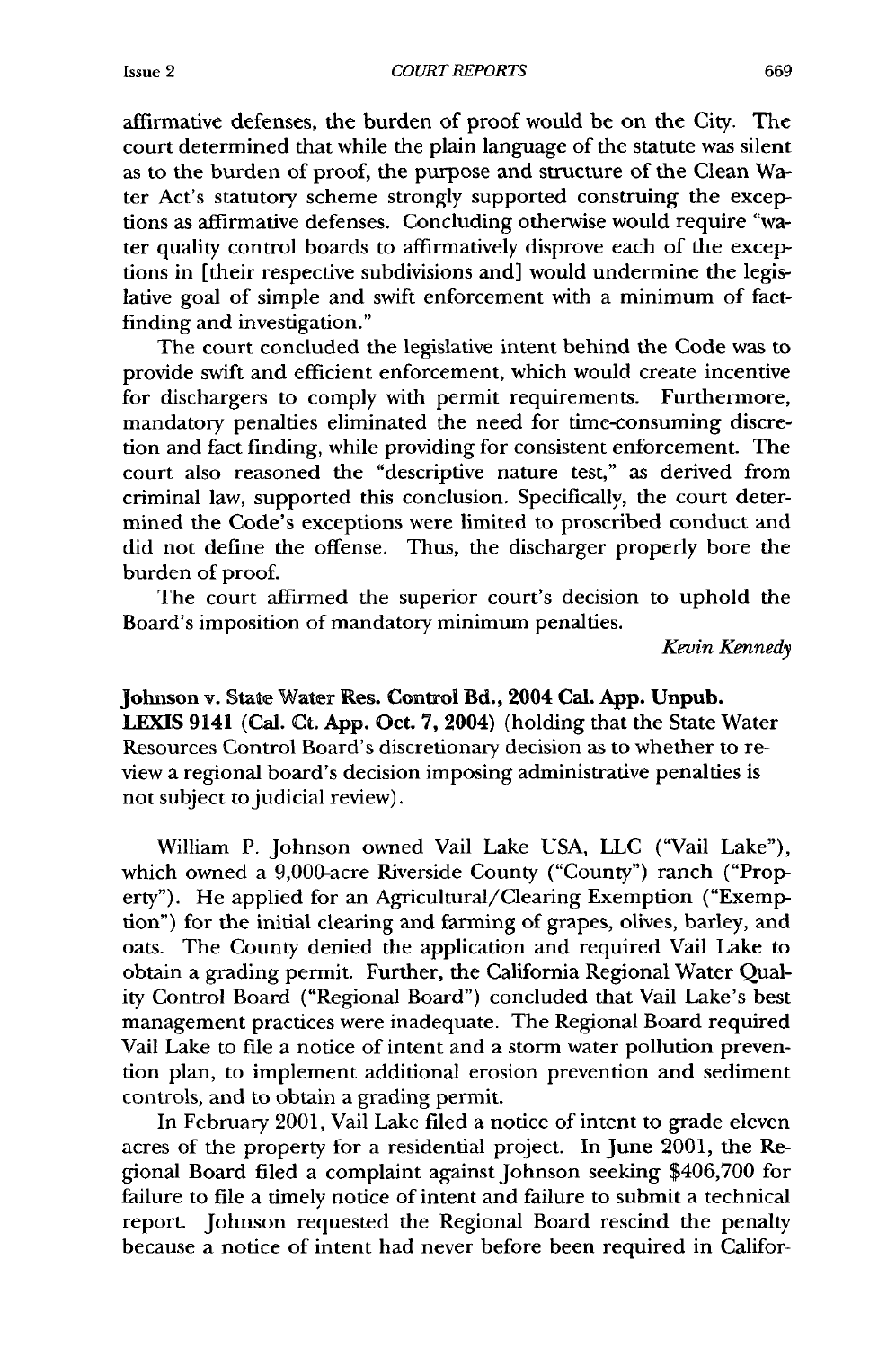affirmative defenses, the burden of proof would be on the City. The court determined that while the plain language of the statute was silent as to the burden of proof, the purpose and structure of the Clean Water Act's statutory scheme strongly supported construing the exceptions as affirmative defenses. Concluding otherwise would require "water quality control boards to affirmatively disprove each of the exceptions in [their respective subdivisions and] would undermine the legislative goal of simple and swift enforcement with a minimum of fact-finding and investigation."

The court concluded the legislative intent behind the Code was to provide swift and efficient enforcement, which would create incentive for dischargers to comply with permit requirements. Furthermore, mandatory penalties eliminated the need for time-consuming discretion and fact finding, while providing for consistent enforcement. The court also reasoned the "descriptive nature test," as derived from criminal law, supported this conclusion. Specifically, the court determined the Code's exceptions were limited to proscribed conduct and did not define the offense. Thus, the discharger properly bore the burden of proof.

The court affirmed the superior court's decision to uphold the Board's imposition of mandatory minimum penalties.

*Kevin Kennedy*

**Johnson v. State Water Res. Control Bd., 2004 Cal. App. Unpub. LEXIS 9141 (Cal. Ct. App. Oct. 7, 2004)** (holding that the State Water Resources Control Board's discretionary decision as to whether to review a regional board's decision imposing administrative penalties is not subject to judicial review).

William P. Johnson owned Vail Lake USA, LLC ("Vail Lake"), which owned a 9,000-acre Riverside County ("County") ranch ("Property"). He applied for an Agricultural/Clearing Exemption ("Exemption") for the initial clearing and farming of grapes, olives, barley, and oats. The County denied the application and required Vail Lake to obtain a grading permit. Further, the California Regional Water Quality Control Board ("Regional Board") concluded that Vail Lake's best management practices were inadequate. The Regional Board required Vail Lake to file a notice of intent and a storm water pollution prevention plan, to implement additional erosion prevention and sediment controls, and to obtain a grading permit.

In February 2001, Vail Lake filed a notice of intent to grade eleven acres of the property for a residential project. In June 2001, the Regional Board filed a complaint against Johnson seeking $406,700 for failure to file a timely notice of intent and failure to submit a technical report. Johnson requested the Regional Board rescind the penalty because a notice of intent had never before been required in Califor-